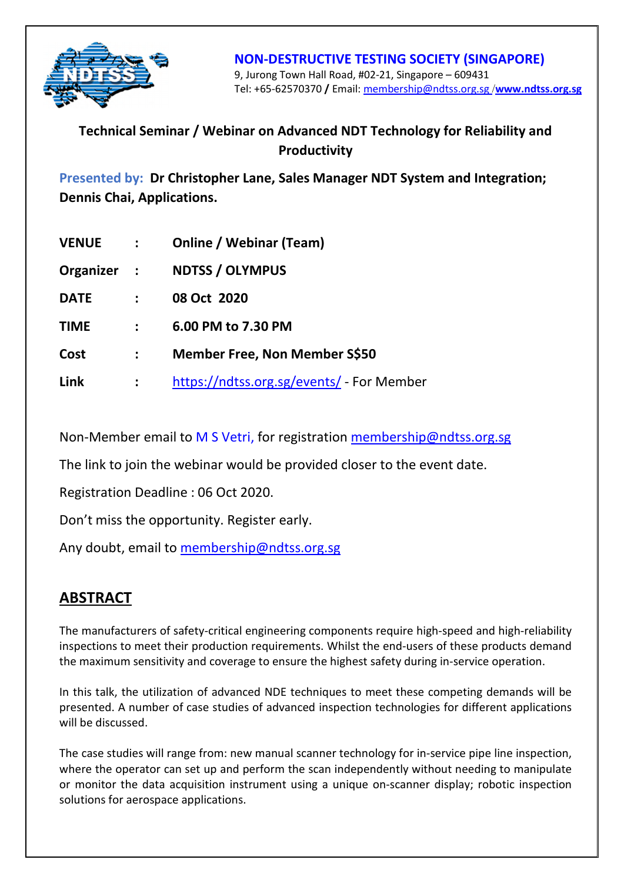**NON-DESTRUCTIVE TESTING SOCIETY (SINGAPORE)**

9, Jurong Town Hall Road, #02-21, Singapore – 609431
Tel: +65-62570370 / Email: membership@ndtss.org.sg /**www.ndtss.org.sg**

**Technical Seminar / Webinar on Advanced NDT Technology for Reliability and Productivity**

**Presented by: Dr Christopher Lane, Sales Manager NDT System and Integration; Dennis Chai, Applications.**

| | | |
|---|---|---|
| **VENUE** | : | **Online / Webinar (Team)** |
| **Organizer** | : | **NDTSS / OLYMPUS** |
| **DATE** | : | **08 Oct 2020** |
| **TIME** | : | **6.00 PM to 7.30 PM** |
| **Cost** | : | **Member Free, Non Member S$50** |
| **Link** | : | https://ndtss.org.sg/events/ - For Member |

Non-Member email to M S Vetri, for registration membership@ndtss.org.sg

The link to join the webinar would be provided closer to the event date.

Registration Deadline : 06 Oct 2020.

Don't miss the opportunity. Register early.

Any doubt, email to membership@ndtss.org.sg

## ABSTRACT

The manufacturers of safety-critical engineering components require high-speed and high-reliability inspections to meet their production requirements. Whilst the end-users of these products demand the maximum sensitivity and coverage to ensure the highest safety during in-service operation.

In this talk, the utilization of advanced NDE techniques to meet these competing demands will be presented. A number of case studies of advanced inspection technologies for different applications will be discussed.

The case studies will range from: new manual scanner technology for in-service pipe line inspection, where the operator can set up and perform the scan independently without needing to manipulate or monitor the data acquisition instrument using a unique on-scanner display; robotic inspection solutions for aerospace applications.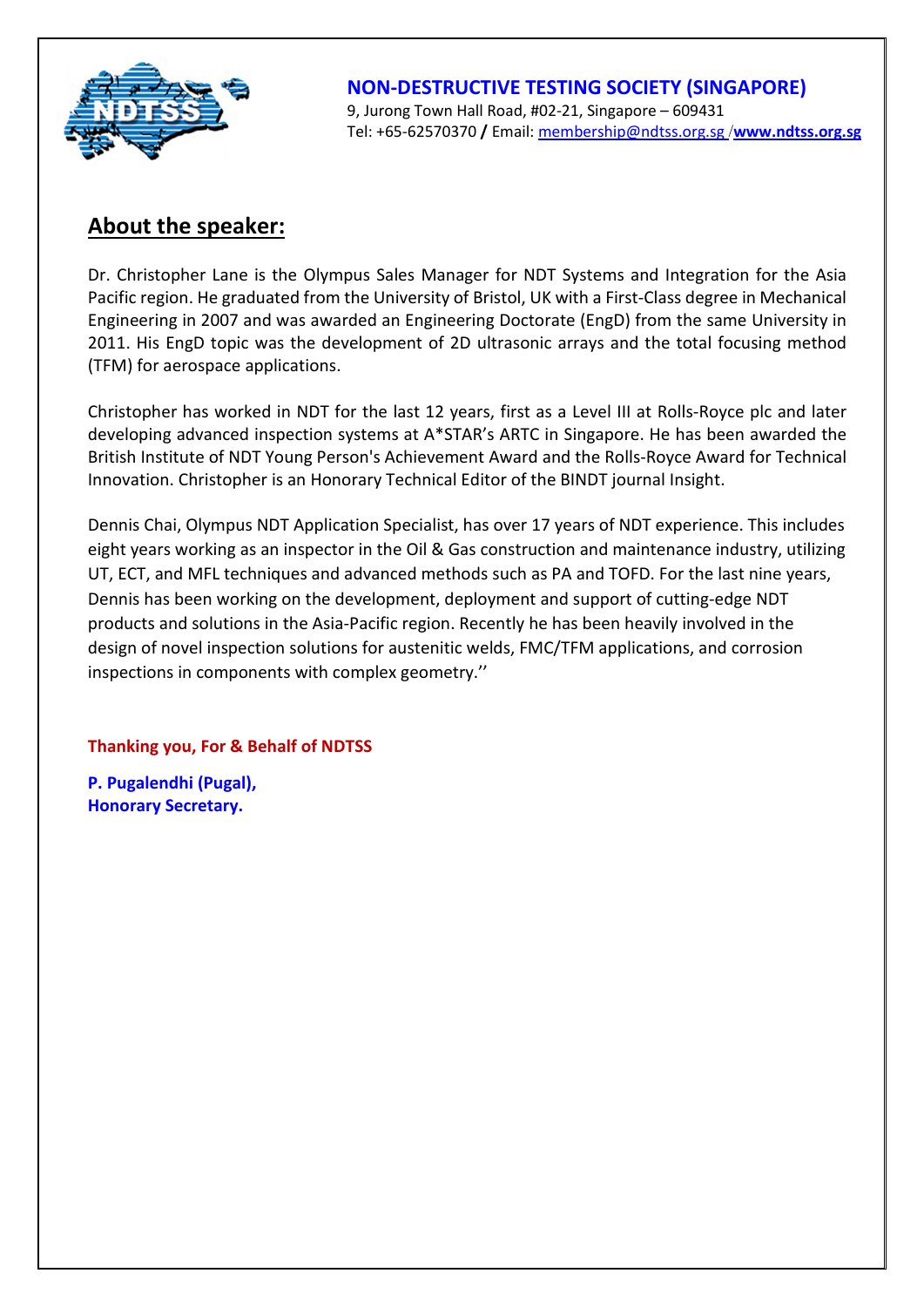**NON-DESTRUCTIVE TESTING SOCIETY (SINGAPORE)**

9, Jurong Town Hall Road, #02-21, Singapore – 609431

Tel: +65-62570370 / Email: membership@ndtss.org.sg /**www.ndtss.org.sg**

## About the speaker:

Dr. Christopher Lane is the Olympus Sales Manager for NDT Systems and Integration for the Asia Pacific region. He graduated from the University of Bristol, UK with a First-Class degree in Mechanical Engineering in 2007 and was awarded an Engineering Doctorate (EngD) from the same University in 2011. His EngD topic was the development of 2D ultrasonic arrays and the total focusing method (TFM) for aerospace applications.

Christopher has worked in NDT for the last 12 years, first as a Level III at Rolls-Royce plc and later developing advanced inspection systems at A*STAR's ARTC in Singapore. He has been awarded the British Institute of NDT Young Person's Achievement Award and the Rolls-Royce Award for Technical Innovation. Christopher is an Honorary Technical Editor of the BINDT journal Insight.

Dennis Chai, Olympus NDT Application Specialist, has over 17 years of NDT experience. This includes eight years working as an inspector in the Oil & Gas construction and maintenance industry, utilizing UT, ECT, and MFL techniques and advanced methods such as PA and TOFD. For the last nine years, Dennis has been working on the development, deployment and support of cutting-edge NDT products and solutions in the Asia-Pacific region. Recently he has been heavily involved in the design of novel inspection solutions for austenitic welds, FMC/TFM applications, and corrosion inspections in components with complex geometry.''

**Thanking you, For & Behalf of NDTSS**

**P. Pugalendhi (Pugal),**
**Honorary Secretary.**